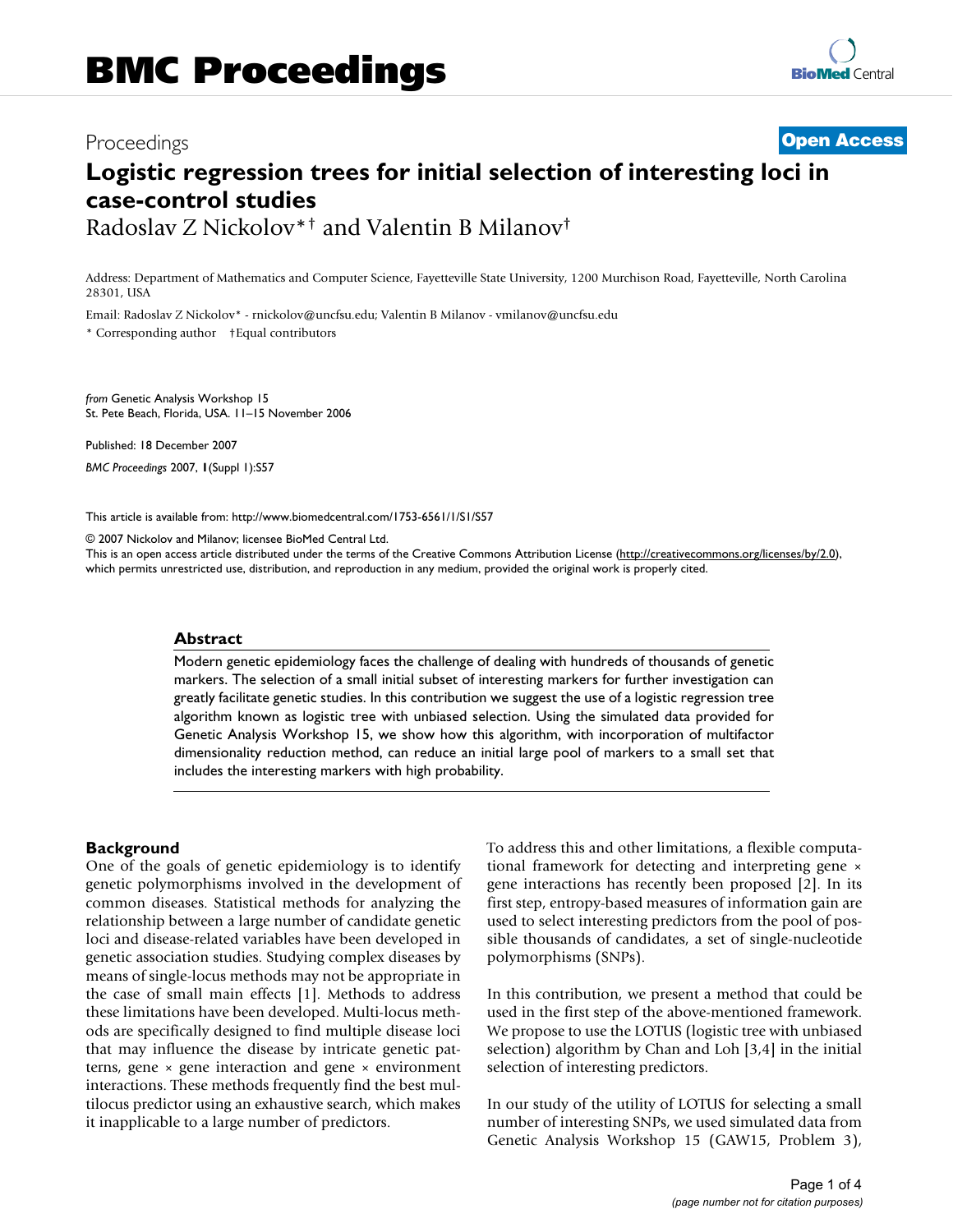Proceedings **Open Access**

# Logistic regression trees for initial selection of interesting loci in case-control studies

Radoslav Z Nickolov*† and Valentin B Milanov†

Address: Department of Mathematics and Computer Science, Fayetteville State University, 1200 Murchison Road, Fayetteville, North Carolina 28301, USA

Email: Radoslav Z Nickolov* - rnickolov@uncfsu.edu; Valentin B Milanov - vmilanov@uncfsu.edu

\* Corresponding author †Equal contributors

*from* Genetic Analysis Workshop 15
St. Pete Beach, Florida, USA. 11–15 November 2006

Published: 18 December 2007

*BMC Proceedings* 2007, **1**(Suppl 1):S57

This article is available from: http://www.biomedcentral.com/1753-6561/1/S1/S57

© 2007 Nickolov and Milanov; licensee BioMed Central Ltd.
This is an open access article distributed under the terms of the Creative Commons Attribution License (http://creativecommons.org/licenses/by/2.0), which permits unrestricted use, distribution, and reproduction in any medium, provided the original work is properly cited.

## Abstract

Modern genetic epidemiology faces the challenge of dealing with hundreds of thousands of genetic markers. The selection of a small initial subset of interesting markers for further investigation can greatly facilitate genetic studies. In this contribution we suggest the use of a logistic regression tree algorithm known as logistic tree with unbiased selection. Using the simulated data provided for Genetic Analysis Workshop 15, we show how this algorithm, with incorporation of multifactor dimensionality reduction method, can reduce an initial large pool of markers to a small set that includes the interesting markers with high probability.

## Background

One of the goals of genetic epidemiology is to identify genetic polymorphisms involved in the development of common diseases. Statistical methods for analyzing the relationship between a large number of candidate genetic loci and disease-related variables have been developed in genetic association studies. Studying complex diseases by means of single-locus methods may not be appropriate in the case of small main effects [1]. Methods to address these limitations have been developed. Multi-locus methods are specifically designed to find multiple disease loci that may influence the disease by intricate genetic patterns, gene × gene interaction and gene × environment interactions. These methods frequently find the best multilocus predictor using an exhaustive search, which makes it inapplicable to a large number of predictors.

To address this and other limitations, a flexible computational framework for detecting and interpreting gene × gene interactions has recently been proposed [2]. In its first step, entropy-based measures of information gain are used to select interesting predictors from the pool of possible thousands of candidates, a set of single-nucleotide polymorphisms (SNPs).

In this contribution, we present a method that could be used in the first step of the above-mentioned framework. We propose to use the LOTUS (logistic tree with unbiased selection) algorithm by Chan and Loh [3,4] in the initial selection of interesting predictors.

In our study of the utility of LOTUS for selecting a small number of interesting SNPs, we used simulated data from Genetic Analysis Workshop 15 (GAW15, Problem 3),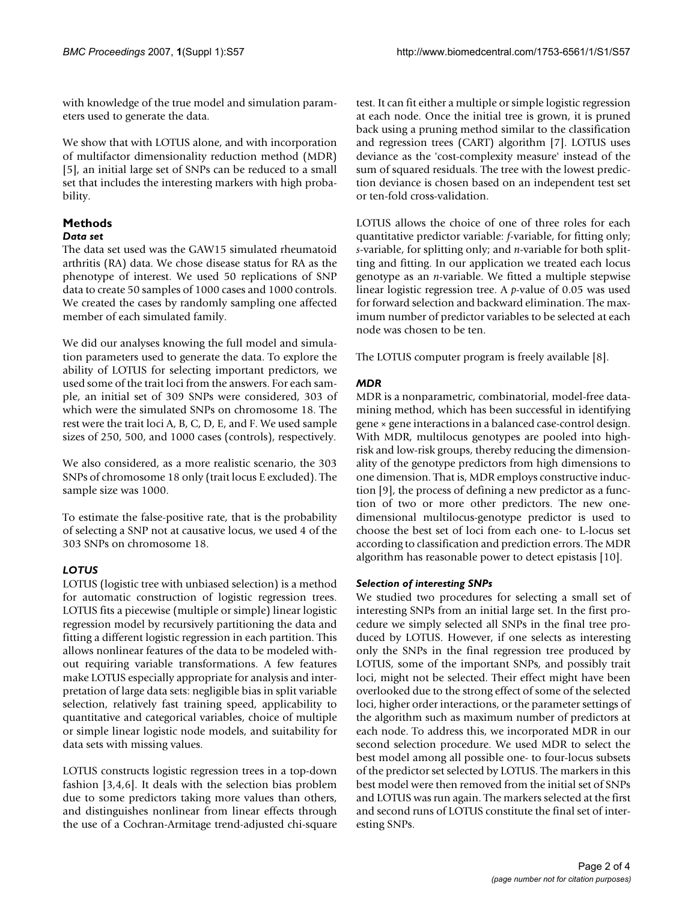with knowledge of the true model and simulation parameters used to generate the data.

We show that with LOTUS alone, and with incorporation of multifactor dimensionality reduction method (MDR) [5], an initial large set of SNPs can be reduced to a small set that includes the interesting markers with high probability.

## Methods

### *Data set*

The data set used was the GAW15 simulated rheumatoid arthritis (RA) data. We chose disease status for RA as the phenotype of interest. We used 50 replications of SNP data to create 50 samples of 1000 cases and 1000 controls. We created the cases by randomly sampling one affected member of each simulated family.

We did our analyses knowing the full model and simulation parameters used to generate the data. To explore the ability of LOTUS for selecting important predictors, we used some of the trait loci from the answers. For each sample, an initial set of 309 SNPs were considered, 303 of which were the simulated SNPs on chromosome 18. The rest were the trait loci A, B, C, D, E, and F. We used sample sizes of 250, 500, and 1000 cases (controls), respectively.

We also considered, as a more realistic scenario, the 303 SNPs of chromosome 18 only (trait locus E excluded). The sample size was 1000.

To estimate the false-positive rate, that is the probability of selecting a SNP not at causative locus, we used 4 of the 303 SNPs on chromosome 18.

### *LOTUS*

LOTUS (logistic tree with unbiased selection) is a method for automatic construction of logistic regression trees. LOTUS fits a piecewise (multiple or simple) linear logistic regression model by recursively partitioning the data and fitting a different logistic regression in each partition. This allows nonlinear features of the data to be modeled without requiring variable transformations. A few features make LOTUS especially appropriate for analysis and interpretation of large data sets: negligible bias in split variable selection, relatively fast training speed, applicability to quantitative and categorical variables, choice of multiple or simple linear logistic node models, and suitability for data sets with missing values.

LOTUS constructs logistic regression trees in a top-down fashion [3,4,6]. It deals with the selection bias problem due to some predictors taking more values than others, and distinguishes nonlinear from linear effects through the use of a Cochran-Armitage trend-adjusted chi-square test. It can fit either a multiple or simple logistic regression at each node. Once the initial tree is grown, it is pruned back using a pruning method similar to the classification and regression trees (CART) algorithm [7]. LOTUS uses deviance as the 'cost-complexity measure' instead of the sum of squared residuals. The tree with the lowest prediction deviance is chosen based on an independent test set or ten-fold cross-validation.

LOTUS allows the choice of one of three roles for each quantitative predictor variable: *f*-variable, for fitting only; *s*-variable, for splitting only; and *n*-variable for both splitting and fitting. In our application we treated each locus genotype as an *n*-variable. We fitted a multiple stepwise linear logistic regression tree. A *p*-value of 0.05 was used for forward selection and backward elimination. The maximum number of predictor variables to be selected at each node was chosen to be ten.

The LOTUS computer program is freely available [8].

### *MDR*

MDR is a nonparametric, combinatorial, model-free data-mining method, which has been successful in identifying gene × gene interactions in a balanced case-control design. With MDR, multilocus genotypes are pooled into high-risk and low-risk groups, thereby reducing the dimensionality of the genotype predictors from high dimensions to one dimension. That is, MDR employs constructive induction [9], the process of defining a new predictor as a function of two or more other predictors. The new one-dimensional multilocus-genotype predictor is used to choose the best set of loci from each one- to L-locus set according to classification and prediction errors. The MDR algorithm has reasonable power to detect epistasis [10].

### *Selection of interesting SNPs*

We studied two procedures for selecting a small set of interesting SNPs from an initial large set. In the first procedure we simply selected all SNPs in the final tree produced by LOTUS. However, if one selects as interesting only the SNPs in the final regression tree produced by LOTUS, some of the important SNPs, and possibly trait loci, might not be selected. Their effect might have been overlooked due to the strong effect of some of the selected loci, higher order interactions, or the parameter settings of the algorithm such as maximum number of predictors at each node. To address this, we incorporated MDR in our second selection procedure. We used MDR to select the best model among all possible one- to four-locus subsets of the predictor set selected by LOTUS. The markers in this best model were then removed from the initial set of SNPs and LOTUS was run again. The markers selected at the first and second runs of LOTUS constitute the final set of interesting SNPs.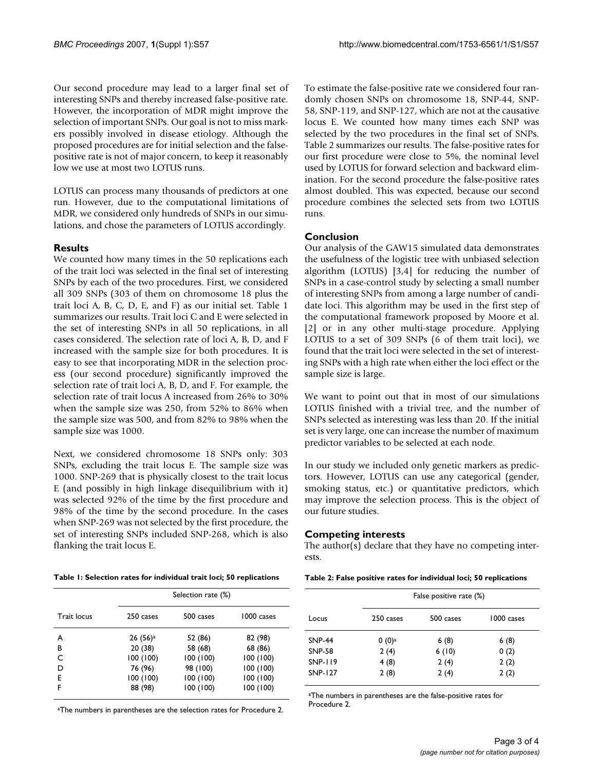Our second procedure may lead to a larger final set of interesting SNPs and thereby increased false-positive rate. However, the incorporation of MDR might improve the selection of important SNPs. Our goal is not to miss markers possibly involved in disease etiology. Although the proposed procedures are for initial selection and the false-positive rate is not of major concern, to keep it reasonably low we use at most two LOTUS runs.

LOTUS can process many thousands of predictors at one run. However, due to the computational limitations of MDR, we considered only hundreds of SNPs in our simulations, and chose the parameters of LOTUS accordingly.

## Results

We counted how many times in the 50 replications each of the trait loci was selected in the final set of interesting SNPs by each of the two procedures. First, we considered all 309 SNPs (303 of them on chromosome 18 plus the trait loci A, B, C, D, E, and F) as our initial set. Table 1 summarizes our results. Trait loci C and E were selected in the set of interesting SNPs in all 50 replications, in all cases considered. The selection rate of loci A, B, D, and F increased with the sample size for both procedures. It is easy to see that incorporating MDR in the selection process (our second procedure) significantly improved the selection rate of trait loci A, B, D, and F. For example, the selection rate of trait locus A increased from 26% to 30% when the sample size was 250, from 52% to 86% when the sample size was 500, and from 82% to 98% when the sample size was 1000.

Next, we considered chromosome 18 SNPs only: 303 SNPs, excluding the trait locus E. The sample size was 1000. SNP-269 that is physically closest to the trait locus E (and possibly in high linkage disequilibrium with it) was selected 92% of the time by the first procedure and 98% of the time by the second procedure. In the cases when SNP-269 was not selected by the first procedure, the set of interesting SNPs included SNP-268, which is also flanking the trait locus E.

**Table 1: Selection rates for individual trait loci; 50 replications**

| | Selection rate (%) | | |
|---|---|---|---|
| Trait locus | 250 cases | 500 cases | 1000 cases |
| A | 26 (56)[a] | 52 (86) | 82 (98) |
| B | 20 (38) | 58 (68) | 68 (86) |
| C | 100 (100) | 100 (100) | 100 (100) |
| D | 76 (96) | 98 (100) | 100 (100) |
| E | 100 (100) | 100 (100) | 100 (100) |
| F | 88 (98) | 100 (100) | 100 (100) |

[a]The numbers in parentheses are the selection rates for Procedure 2.

To estimate the false-positive rate we considered four randomly chosen SNPs on chromosome 18, SNP-44, SNP-58, SNP-119, and SNP-127, which are not at the causative locus E. We counted how many times each SNP was selected by the two procedures in the final set of SNPs. Table 2 summarizes our results. The false-positive rates for our first procedure were close to 5%, the nominal level used by LOTUS for forward selection and backward elimination. For the second procedure the false-positive rates almost doubled. This was expected, because our second procedure combines the selected sets from two LOTUS runs.

## Conclusion

Our analysis of the GAW15 simulated data demonstrates the usefulness of the logistic tree with unbiased selection algorithm (LOTUS) [3,4] for reducing the number of SNPs in a case-control study by selecting a small number of interesting SNPs from among a large number of candidate loci. This algorithm may be used in the first step of the computational framework proposed by Moore et al. [2] or in any other multi-stage procedure. Applying LOTUS to a set of 309 SNPs (6 of them trait loci), we found that the trait loci were selected in the set of interesting SNPs with a high rate when either the loci effect or the sample size is large.

We want to point out that in most of our simulations LOTUS finished with a trivial tree, and the number of SNPs selected as interesting was less than 20. If the initial set is very large, one can increase the number of maximum predictor variables to be selected at each node.

In our study we included only genetic markers as predictors. However, LOTUS can use any categorical (gender, smoking status, etc.) or quantitative predictors, which may improve the selection process. This is the object of our future studies.

## Competing interests

The author(s) declare that they have no competing interests.

**Table 2: False positive rates for individual loci; 50 replications**

| | False positive rate (%) | | |
|---|---|---|---|
| Locus | 250 cases | 500 cases | 1000 cases |
| SNP-44 | 0 (0)[a] | 6 (8) | 6 (8) |
| SNP-58 | 2 (4) | 6 (10) | 0 (2) |
| SNP-119 | 4 (8) | 2 (4) | 2 (2) |
| SNP-127 | 2 (8) | 2 (4) | 2 (2) |

[a]The numbers in parentheses are the false-positive rates for Procedure 2.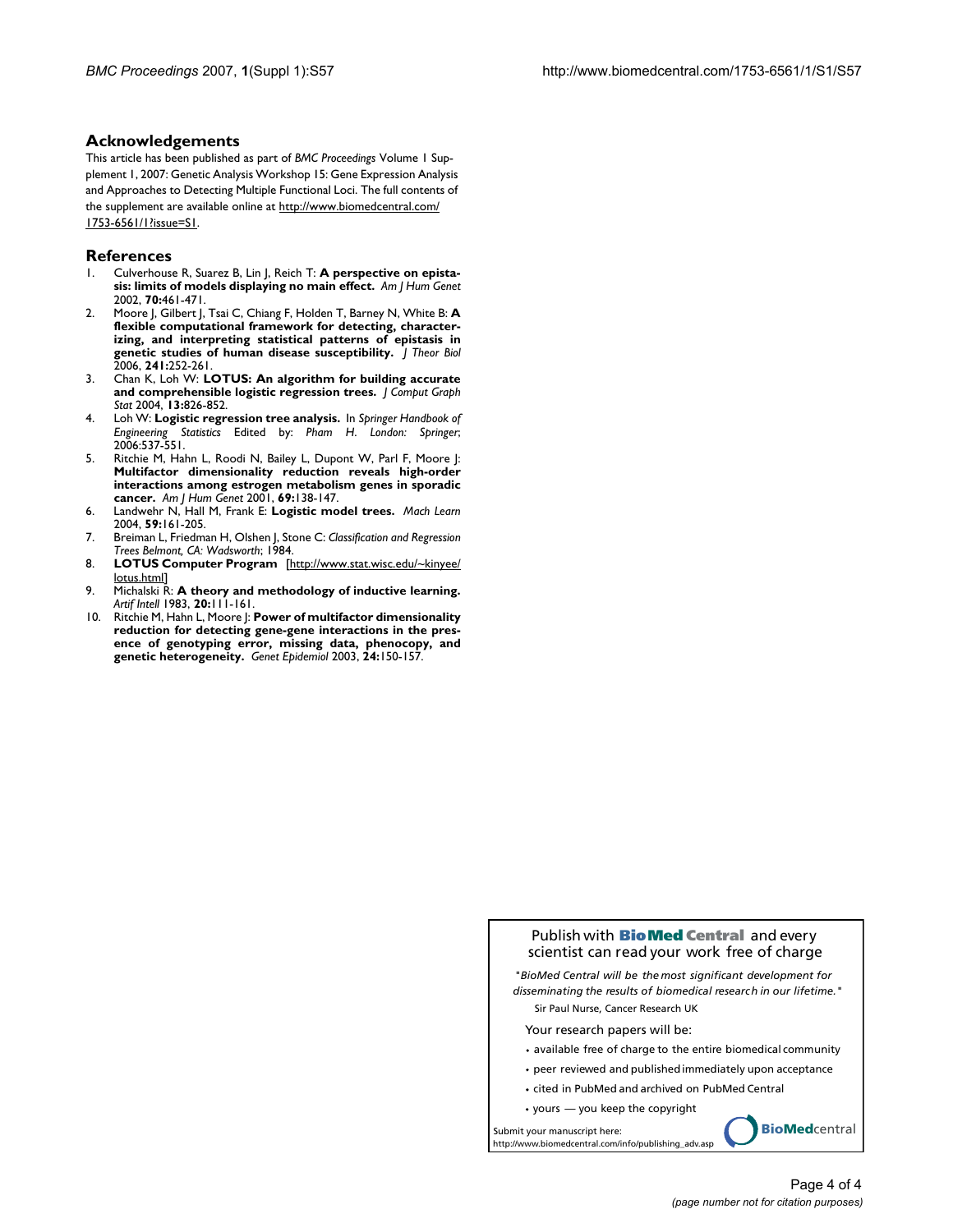## Acknowledgements

This article has been published as part of *BMC Proceedings* Volume 1 Supplement 1, 2007: Genetic Analysis Workshop 15: Gene Expression Analysis and Approaches to Detecting Multiple Functional Loci. The full contents of the supplement are available online at http://www.biomedcentral.com/1753-6561/1?issue=S1.

## References

1. Culverhouse R, Suarez B, Lin J, Reich T: **A perspective on epistasis: limits of models displaying no main effect.** *Am J Hum Genet* 2002, **70:**461-471.
2. Moore J, Gilbert J, Tsai C, Chiang F, Holden T, Barney N, White B: **A flexible computational framework for detecting, characterizing, and interpreting statistical patterns of epistasis in genetic studies of human disease susceptibility.** *J Theor Biol* 2006, **241:**252-261.
3. Chan K, Loh W: **LOTUS: An algorithm for building accurate and comprehensible logistic regression trees.** *J Comput Graph Stat* 2004, **13:**826-852.
4. Loh W: **Logistic regression tree analysis.** In *Springer Handbook of Engineering Statistics* Edited by: *Pham H. London: Springer*; 2006:537-551.
5. Ritchie M, Hahn L, Roodi N, Bailey L, Dupont W, Parl F, Moore J: **Multifactor dimensionality reduction reveals high-order interactions among estrogen metabolism genes in sporadic cancer.** *Am J Hum Genet* 2001, **69:**138-147.
6. Landwehr N, Hall M, Frank E: **Logistic model trees.** *Mach Learn* 2004, **59:**161-205.
7. Breiman L, Friedman H, Olshen J, Stone C: *Classification and Regression Trees Belmont, CA: Wadsworth*; 1984.
8. **LOTUS Computer Program** [http://www.stat.wisc.edu/~kinyee/lotus.html]
9. Michalski R: **A theory and methodology of inductive learning.** *Artif Intell* 1983, **20:**111-161.
10. Ritchie M, Hahn L, Moore J: **Power of multifactor dimensionality reduction for detecting gene-gene interactions in the presence of genotyping error, missing data, phenocopy, and genetic heterogeneity.** *Genet Epidemiol* 2003, **24:**150-157.

Publish with **BioMed Central** and every scientist can read your work free of charge

*"BioMed Central will be the most significant development for disseminating the results of biomedical research in our lifetime."*

Sir Paul Nurse, Cancer Research UK

Your research papers will be:

- available free of charge to the entire biomedical community
- peer reviewed and published immediately upon acceptance
- cited in PubMed and archived on PubMed Central
- yours — you keep the copyright

Submit your manuscript here:
http://www.biomedcentral.com/info/publishing_adv.asp

BioMedcentral